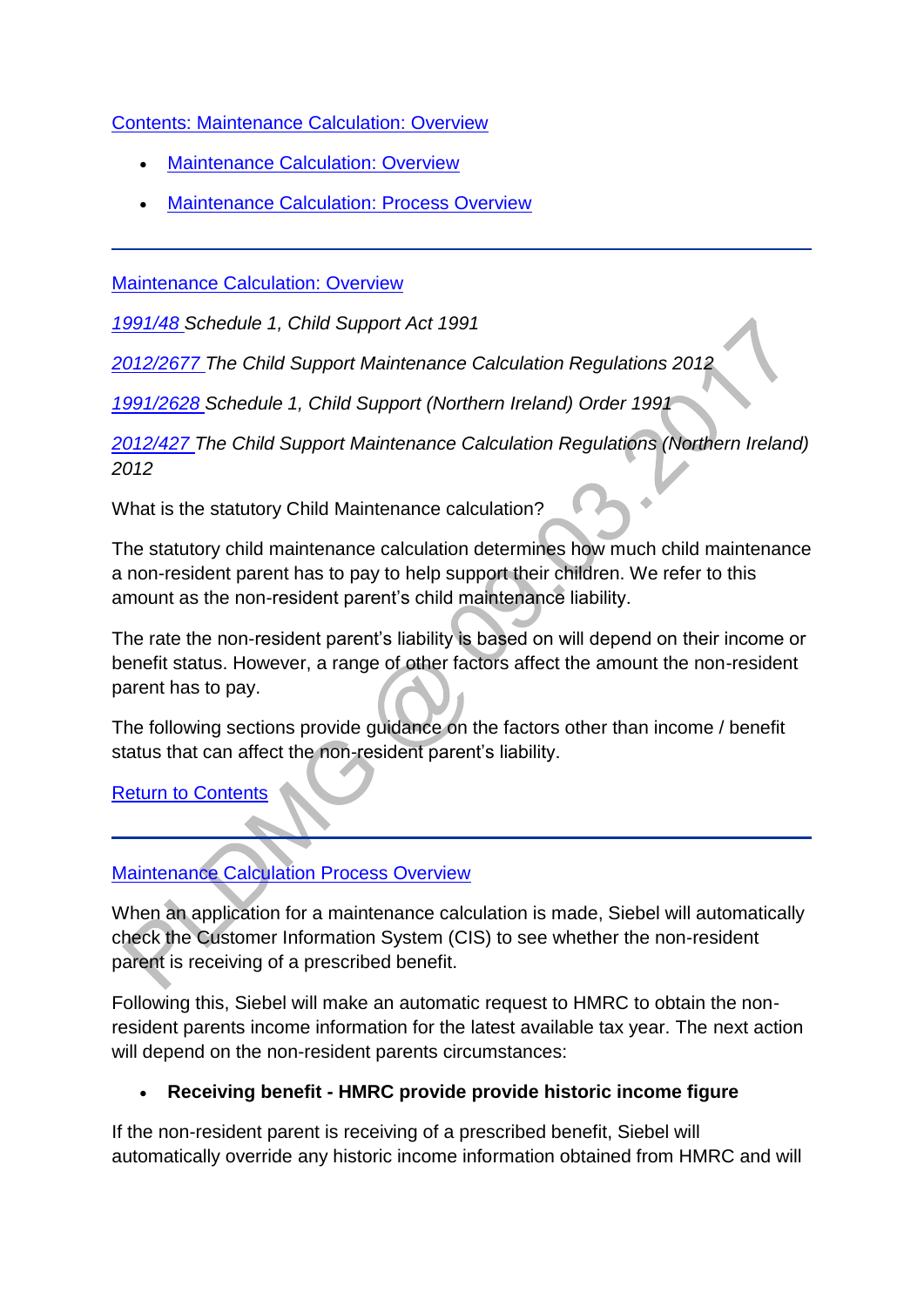[Contents: Maintenance Calculation: Overview]

- [Maintenance Calculation: Overview]
- [Maintenance Calculation: Process Overview]

---

[Maintenance Calculation: Overview]

*1991/48 Schedule 1, Child Support Act 1991*

*2012/2677 The Child Support Maintenance Calculation Regulations 2012*

*1991/2628 Schedule 1, Child Support (Northern Ireland) Order 1991*

*2012/427 The Child Support Maintenance Calculation Regulations (Northern Ireland) 2012*

What is the statutory Child Maintenance calculation?

The statutory child maintenance calculation determines how much child maintenance a non-resident parent has to pay to help support their children. We refer to this amount as the non-resident parent's child maintenance liability.

The rate the non-resident parent's liability is based on will depend on their income or benefit status. However, a range of other factors affect the amount the non-resident parent has to pay.

The following sections provide guidance on the factors other than income / benefit status that can affect the non-resident parent's liability.

[Return to Contents]

---

[Maintenance Calculation Process Overview]

When an application for a maintenance calculation is made, Siebel will automatically check the Customer Information System (CIS) to see whether the non-resident parent is receiving of a prescribed benefit.

Following this, Siebel will make an automatic request to HMRC to obtain the non-resident parents income information for the latest available tax year. The next action will depend on the non-resident parents circumstances:

- **Receiving benefit - HMRC provide provide historic income figure**

If the non-resident parent is receiving of a prescribed benefit, Siebel will automatically override any historic income information obtained from HMRC and will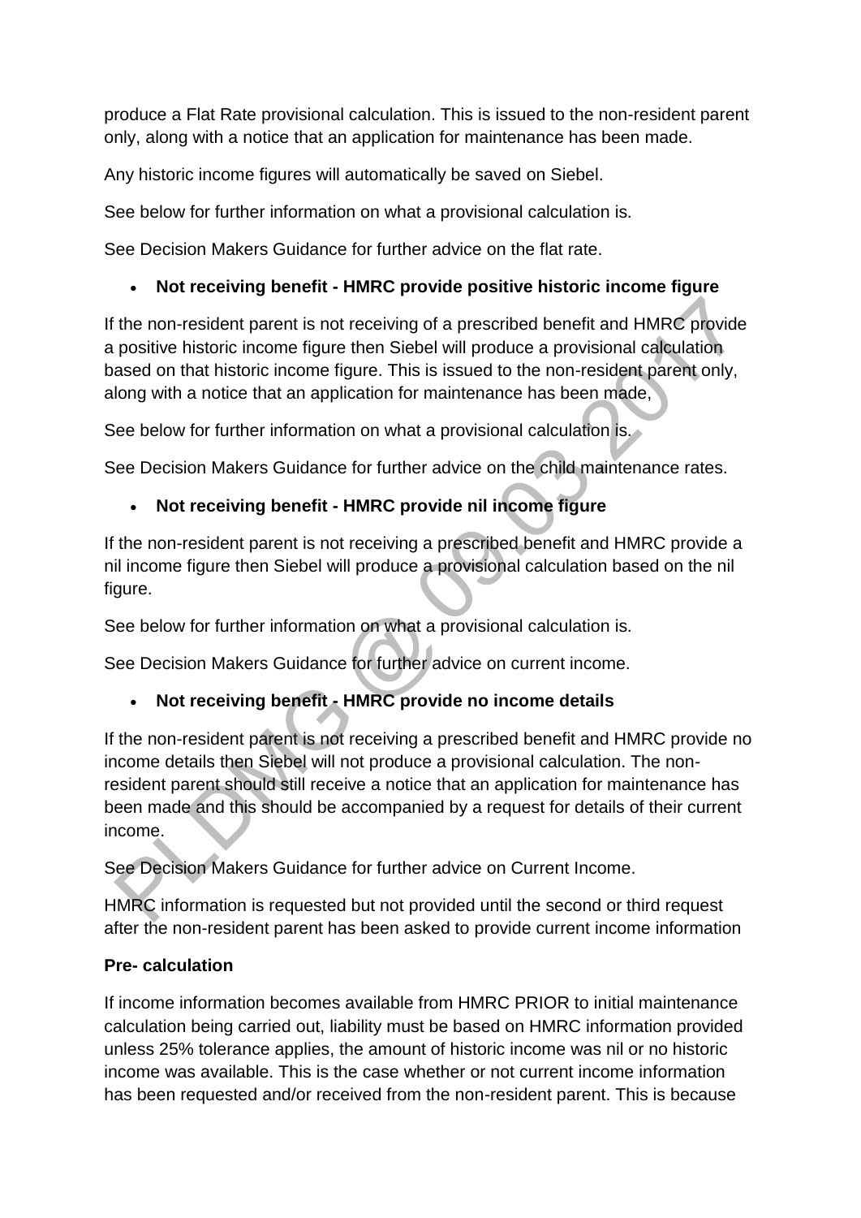produce a Flat Rate provisional calculation. This is issued to the non-resident parent only, along with a notice that an application for maintenance has been made.

Any historic income figures will automatically be saved on Siebel.

See below for further information on what a provisional calculation is.

See Decision Makers Guidance for further advice on the flat rate.

- **Not receiving benefit - HMRC provide positive historic income figure**

If the non-resident parent is not receiving of a prescribed benefit and HMRC provide a positive historic income figure then Siebel will produce a provisional calculation based on that historic income figure. This is issued to the non-resident parent only, along with a notice that an application for maintenance has been made,

See below for further information on what a provisional calculation is.

See Decision Makers Guidance for further advice on the child maintenance rates.

- **Not receiving benefit - HMRC provide nil income figure**

If the non-resident parent is not receiving a prescribed benefit and HMRC provide a nil income figure then Siebel will produce a provisional calculation based on the nil figure.

See below for further information on what a provisional calculation is.

See Decision Makers Guidance for further advice on current income.

- **Not receiving benefit - HMRC provide no income details**

If the non-resident parent is not receiving a prescribed benefit and HMRC provide no income details then Siebel will not produce a provisional calculation. The non-resident parent should still receive a notice that an application for maintenance has been made and this should be accompanied by a request for details of their current income.

See Decision Makers Guidance for further advice on Current Income.

HMRC information is requested but not provided until the second or third request after the non-resident parent has been asked to provide current income information

**Pre- calculation**

If income information becomes available from HMRC PRIOR to initial maintenance calculation being carried out, liability must be based on HMRC information provided unless 25% tolerance applies, the amount of historic income was nil or no historic income was available. This is the case whether or not current income information has been requested and/or received from the non-resident parent. This is because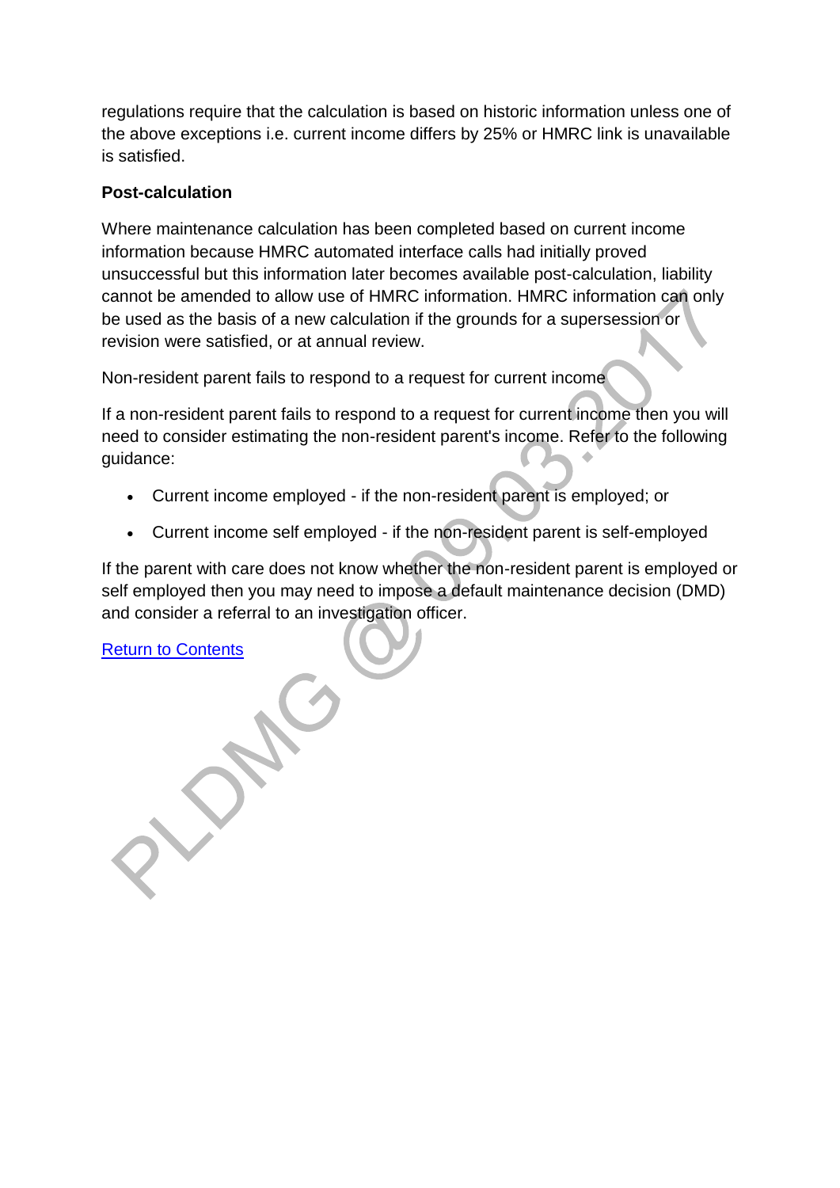regulations require that the calculation is based on historic information unless one of the above exceptions i.e. current income differs by 25% or HMRC link is unavailable is satisfied.

**Post-calculation**

Where maintenance calculation has been completed based on current income information because HMRC automated interface calls had initially proved unsuccessful but this information later becomes available post-calculation, liability cannot be amended to allow use of HMRC information. HMRC information can only be used as the basis of a new calculation if the grounds for a supersession or revision were satisfied, or at annual review.

Non-resident parent fails to respond to a request for current income

If a non-resident parent fails to respond to a request for current income then you will need to consider estimating the non-resident parent's income. Refer to the following guidance:

- Current income employed - if the non-resident parent is employed; or
- Current income self employed - if the non-resident parent is self-employed

If the parent with care does not know whether the non-resident parent is employed or self employed then you may need to impose a default maintenance decision (DMD) and consider a referral to an investigation officer.

Return to Contents